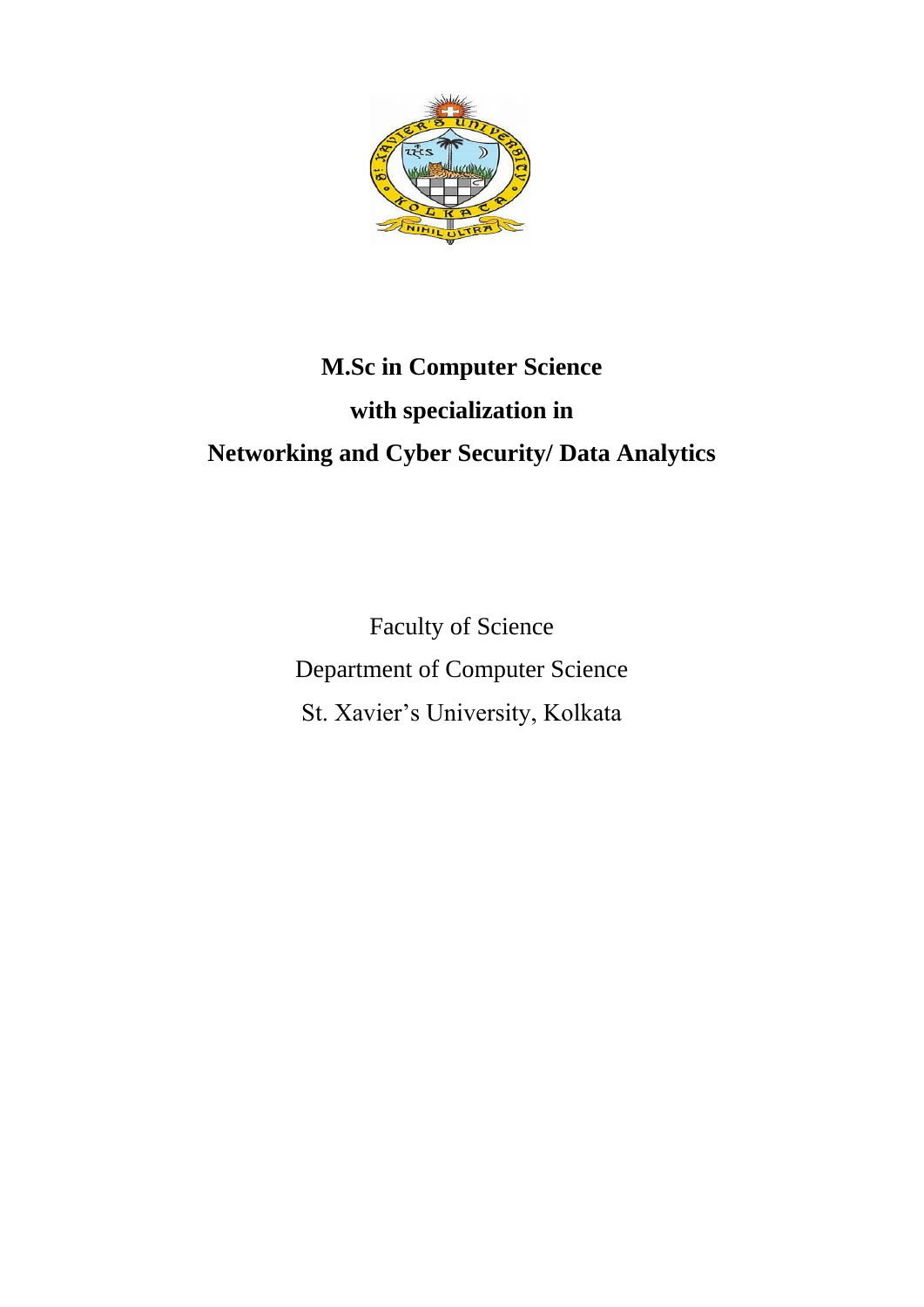# M.Sc in Computer Science

# with specialization in

# Networking and Cyber Security/ Data Analytics

Faculty of Science

Department of Computer Science

St. Xavier's University, Kolkata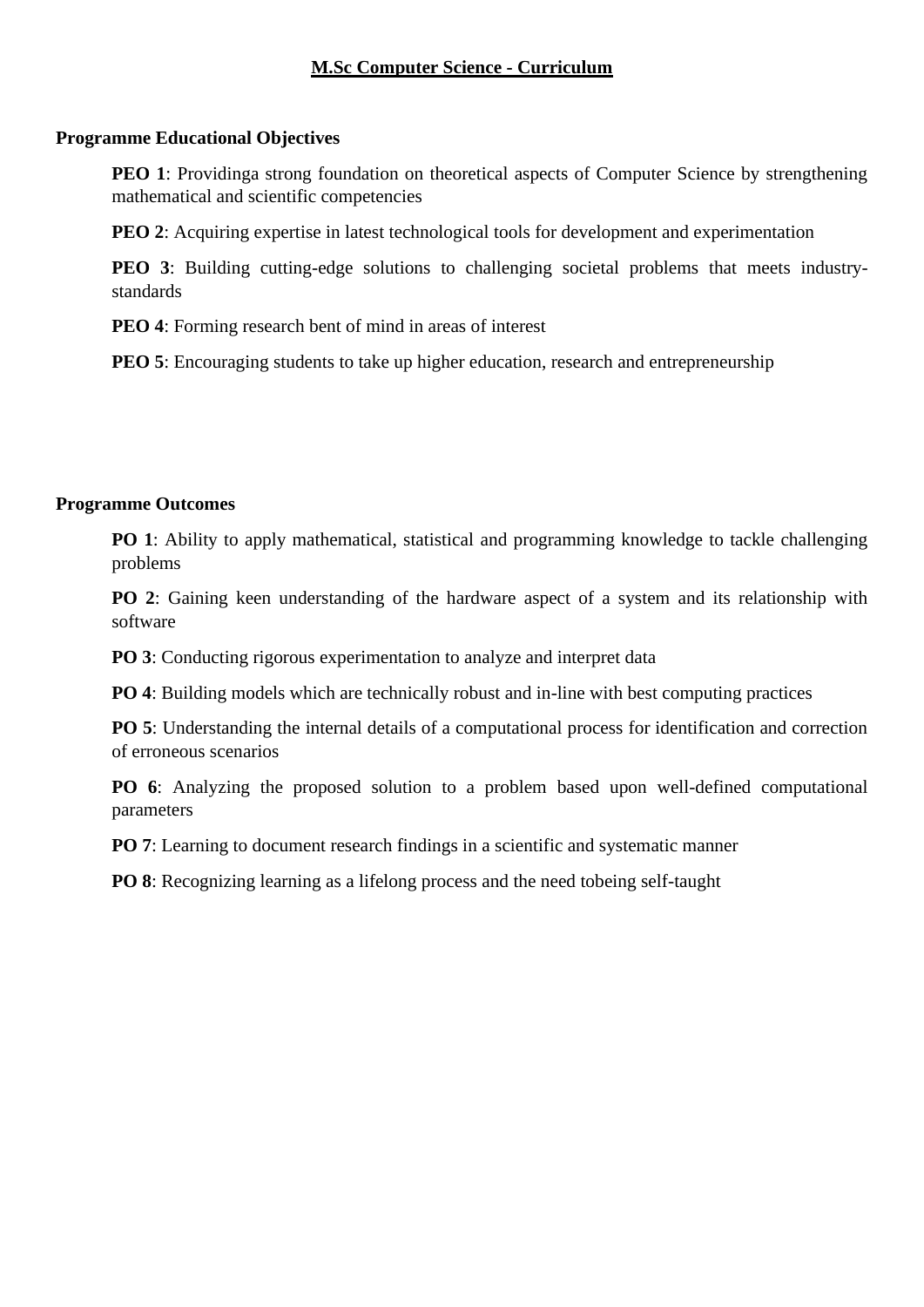# M.Sc Computer Science - Curriculum

## Programme Educational Objectives

**PEO 1**: Providinga strong foundation on theoretical aspects of Computer Science by strengthening mathematical and scientific competencies

**PEO 2**: Acquiring expertise in latest technological tools for development and experimentation

**PEO 3**: Building cutting-edge solutions to challenging societal problems that meets industry-standards

**PEO 4**: Forming research bent of mind in areas of interest

**PEO 5**: Encouraging students to take up higher education, research and entrepreneurship

## Programme Outcomes

**PO 1**: Ability to apply mathematical, statistical and programming knowledge to tackle challenging problems

**PO 2**: Gaining keen understanding of the hardware aspect of a system and its relationship with software

**PO 3**: Conducting rigorous experimentation to analyze and interpret data

**PO 4**: Building models which are technically robust and in-line with best computing practices

**PO 5**: Understanding the internal details of a computational process for identification and correction of erroneous scenarios

**PO 6**: Analyzing the proposed solution to a problem based upon well-defined computational parameters

**PO 7**: Learning to document research findings in a scientific and systematic manner

**PO 8**: Recognizing learning as a lifelong process and the need tobeing self-taught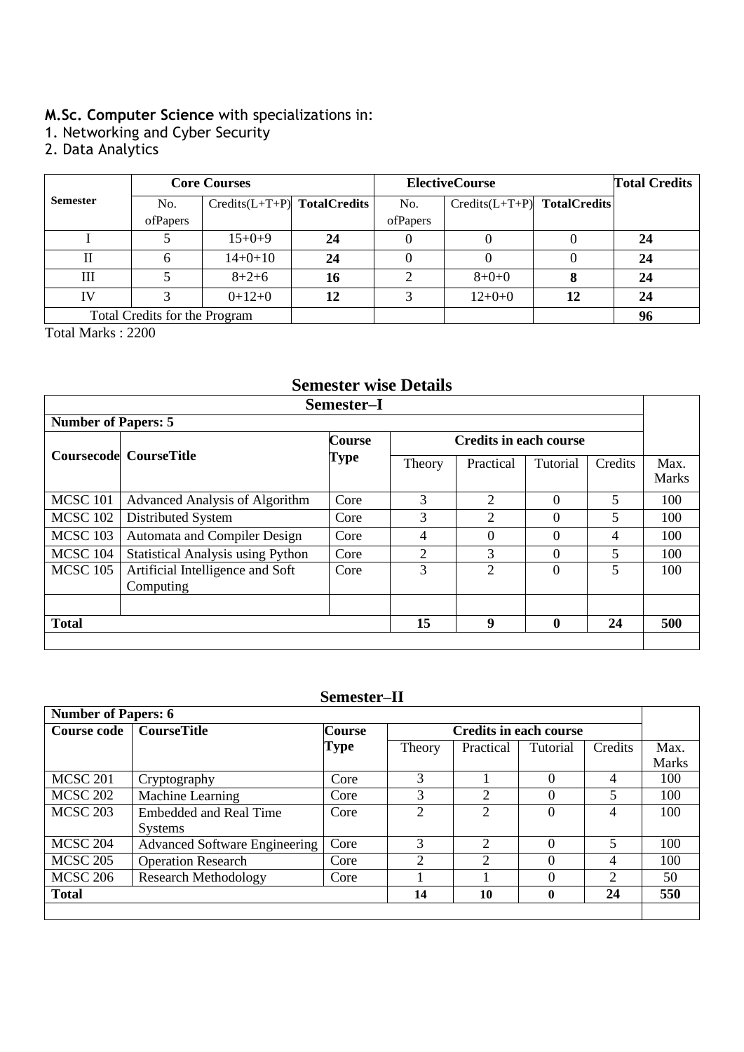**M.Sc. Computer Science** with specializations in:

1. Networking and Cyber Security
2. Data Analytics

| Semester | Core Courses | | | ElectiveCourse | | | Total Credits |
|---|---|---|---|---|---|---|---|
| | No. ofPapers | Credits(L+T+P) | TotalCredits | No. ofPapers | Credits(L+T+P) | TotalCredits | |
| I | 5 | 15+0+9 | **24** | 0 | 0 | 0 | **24** |
| II | 6 | 14+0+10 | **24** | 0 | 0 | 0 | **24** |
| III | 5 | 8+2+6 | **16** | 2 | 8+0+0 | **8** | **24** |
| IV | 3 | 0+12+0 | **12** | 3 | 12+0+0 | **12** | **24** |
| Total Credits for the Program | | | | | | | **96** |

Total Marks : 2200

## Semester wise Details

### Semester–I

**Number of Papers: 5**

| Coursecode | CourseTitle | Course Type | Credits in each course | | | | |
|---|---|---|---|---|---|---|---|
| | | | Theory | Practical | Tutorial | Credits | Max. Marks |
| MCSC 101 | Advanced Analysis of Algorithm | Core | 3 | 2 | 0 | 5 | 100 |
| MCSC 102 | Distributed System | Core | 3 | 2 | 0 | 5 | 100 |
| MCSC 103 | Automata and Compiler Design | Core | 4 | 0 | 0 | 4 | 100 |
| MCSC 104 | Statistical Analysis using Python | Core | 2 | 3 | 0 | 5 | 100 |
| MCSC 105 | Artificial Intelligence and Soft Computing | Core | 3 | 2 | 0 | 5 | 100 |
| | | | | | | | |
| **Total** | | | **15** | **9** | **0** | **24** | **500** |

### Semester–II

**Number of Papers: 6**

| Course code | CourseTitle | Course Type | Credits in each course | | | | |
|---|---|---|---|---|---|---|---|
| | | | Theory | Practical | Tutorial | Credits | Max. Marks |
| MCSC 201 | Cryptography | Core | 3 | 1 | 0 | 4 | 100 |
| MCSC 202 | Machine Learning | Core | 3 | 2 | 0 | 5 | 100 |
| MCSC 203 | Embedded and Real Time Systems | Core | 2 | 2 | 0 | 4 | 100 |
| MCSC 204 | Advanced Software Engineering | Core | 3 | 2 | 0 | 5 | 100 |
| MCSC 205 | Operation Research | Core | 2 | 2 | 0 | 4 | 100 |
| MCSC 206 | Research Methodology | Core | 1 | 1 | 0 | 2 | 50 |
| **Total** | | | **14** | **10** | **0** | **24** | **550** |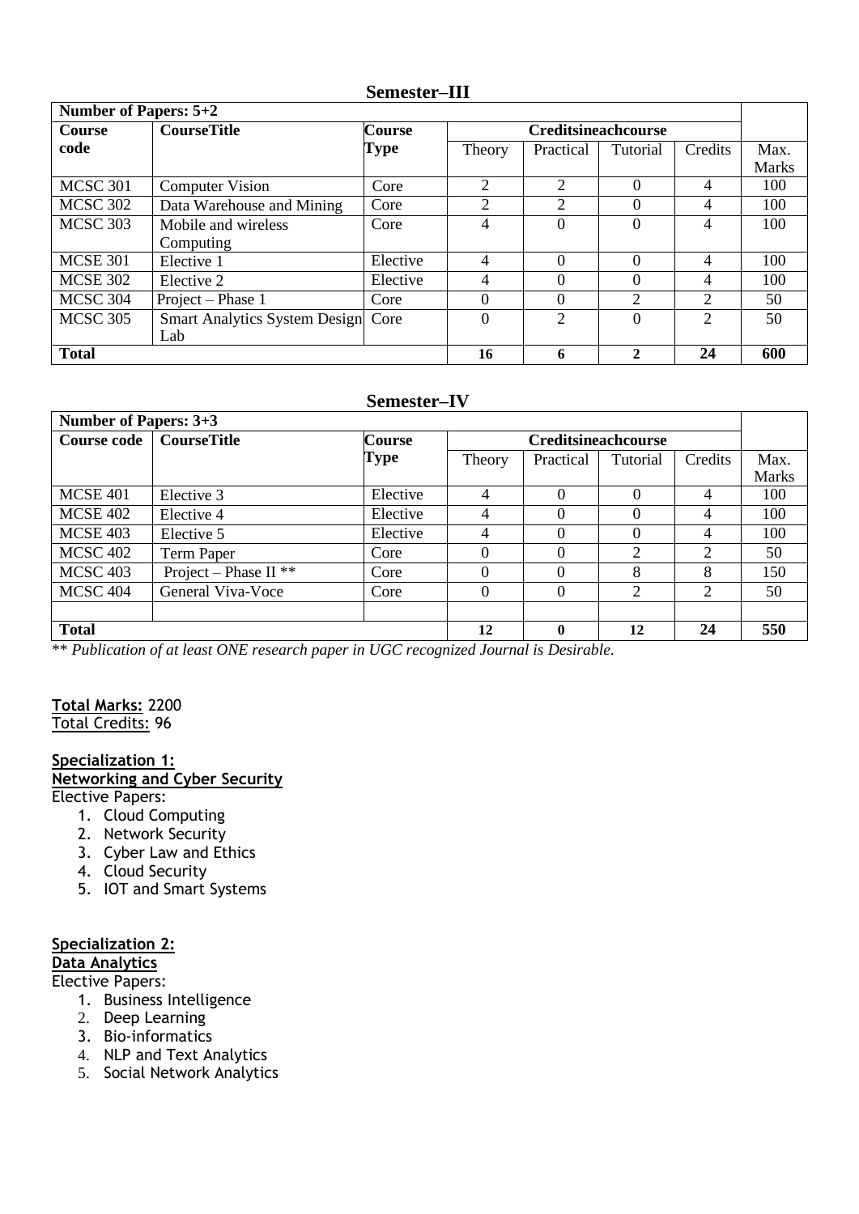## Semester–III

| Number of Papers: 5+2 | | | | | | | |
|---|---|---|---|---|---|---|---|
| **Course code** | **CourseTitle** | **Course Type** | **Creditsineachcourse** | | | | |
| | | | Theory | Practical | Tutorial | Credits | Max. Marks |
| MCSC 301 | Computer Vision | Core | 2 | 2 | 0 | 4 | 100 |
| MCSC 302 | Data Warehouse and Mining | Core | 2 | 2 | 0 | 4 | 100 |
| MCSC 303 | Mobile and wireless Computing | Core | 4 | 0 | 0 | 4 | 100 |
| MCSE 301 | Elective 1 | Elective | 4 | 0 | 0 | 4 | 100 |
| MCSE 302 | Elective 2 | Elective | 4 | 0 | 0 | 4 | 100 |
| MCSC 304 | Project – Phase 1 | Core | 0 | 0 | 2 | 2 | 50 |
| MCSC 305 | Smart Analytics System Design Lab | Core | 0 | 2 | 0 | 2 | 50 |
| **Total** | | | **16** | **6** | **2** | **24** | **600** |

## Semester–IV

| Number of Papers: 3+3 | | | | | | | |
|---|---|---|---|---|---|---|---|
| **Course code** | **CourseTitle** | **Course Type** | **Creditsineachcourse** | | | | |
| | | | Theory | Practical | Tutorial | Credits | Max. Marks |
| MCSE 401 | Elective 3 | Elective | 4 | 0 | 0 | 4 | 100 |
| MCSE 402 | Elective 4 | Elective | 4 | 0 | 0 | 4 | 100 |
| MCSE 403 | Elective 5 | Elective | 4 | 0 | 0 | 4 | 100 |
| MCSC 402 | Term Paper | Core | 0 | 0 | 2 | 2 | 50 |
| MCSC 403 | Project – Phase II ** | Core | 0 | 0 | 8 | 8 | 150 |
| MCSC 404 | General Viva-Voce | Core | 0 | 0 | 2 | 2 | 50 |
| | | | | | | | |
| **Total** | | | **12** | **0** | **12** | **24** | **550** |

*** Publication of at least ONE research paper in UGC recognized Journal is Desirable.*

**Total Marks:** 2200
Total Credits: 96

**Specialization 1:**
**Networking and Cyber Security**
Elective Papers:
1. Cloud Computing
2. Network Security
3. Cyber Law and Ethics
4. Cloud Security
5. IOT and Smart Systems

**Specialization 2:**
**Data Analytics**
Elective Papers:
1. Business Intelligence
2. Deep Learning
3. Bio-informatics
4. NLP and Text Analytics
5. Social Network Analytics